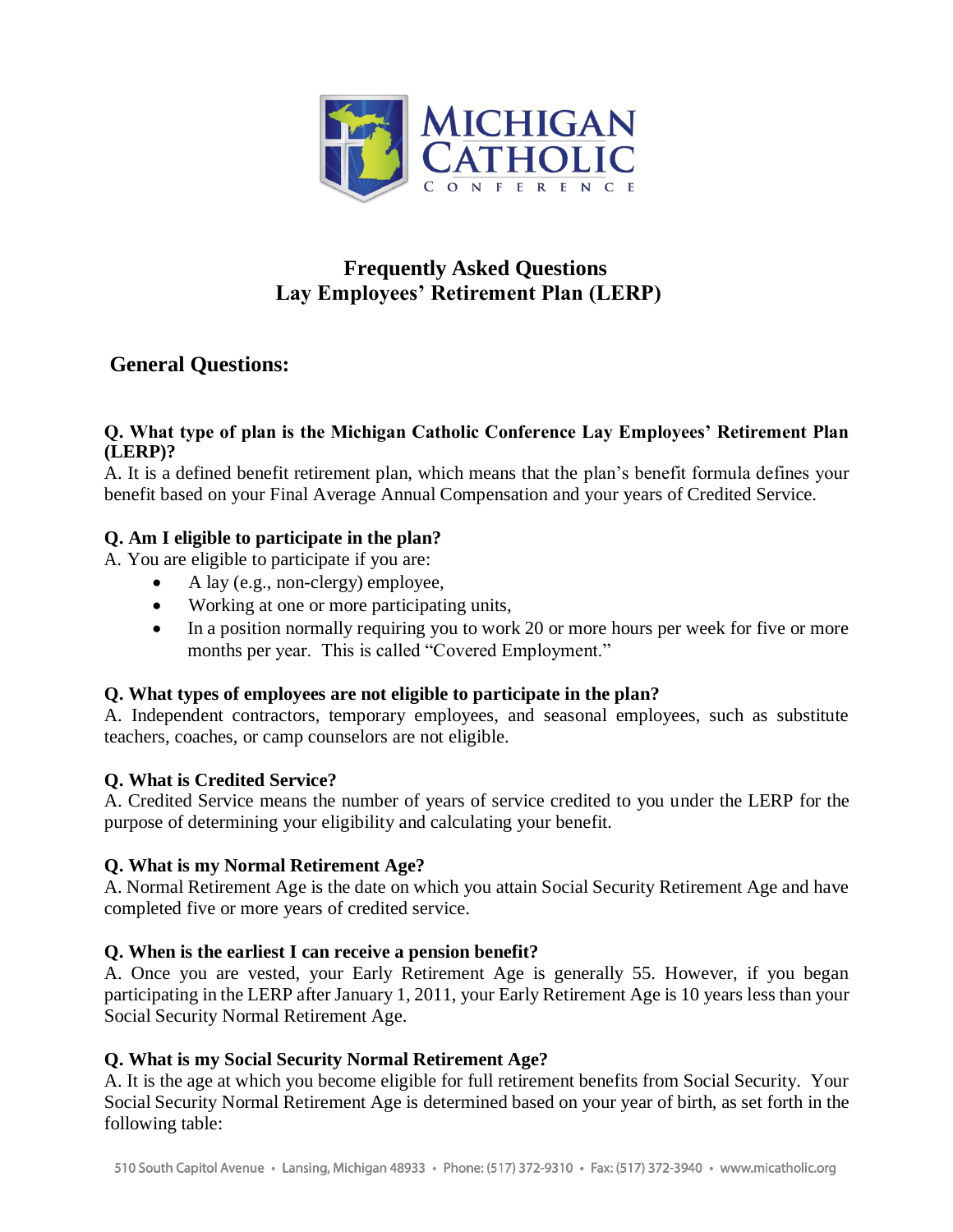# Frequently Asked Questions
# Lay Employees' Retirement Plan (LERP)

## General Questions:

**Q. What type of plan is the Michigan Catholic Conference Lay Employees' Retirement Plan (LERP)?**

A. It is a defined benefit retirement plan, which means that the plan's benefit formula defines your benefit based on your Final Average Annual Compensation and your years of Credited Service.

**Q. Am I eligible to participate in the plan?**

A. You are eligible to participate if you are:

- A lay (e.g., non-clergy) employee,
- Working at one or more participating units,
- In a position normally requiring you to work 20 or more hours per week for five or more months per year. This is called "Covered Employment."

**Q. What types of employees are not eligible to participate in the plan?**

A. Independent contractors, temporary employees, and seasonal employees, such as substitute teachers, coaches, or camp counselors are not eligible.

**Q. What is Credited Service?**

A. Credited Service means the number of years of service credited to you under the LERP for the purpose of determining your eligibility and calculating your benefit.

**Q. What is my Normal Retirement Age?**

A. Normal Retirement Age is the date on which you attain Social Security Retirement Age and have completed five or more years of credited service.

**Q. When is the earliest I can receive a pension benefit?**

A. Once you are vested, your Early Retirement Age is generally 55. However, if you began participating in the LERP after January 1, 2011, your Early Retirement Age is 10 years less than your Social Security Normal Retirement Age.

**Q. What is my Social Security Normal Retirement Age?**

A. It is the age at which you become eligible for full retirement benefits from Social Security. Your Social Security Normal Retirement Age is determined based on your year of birth, as set forth in the following table: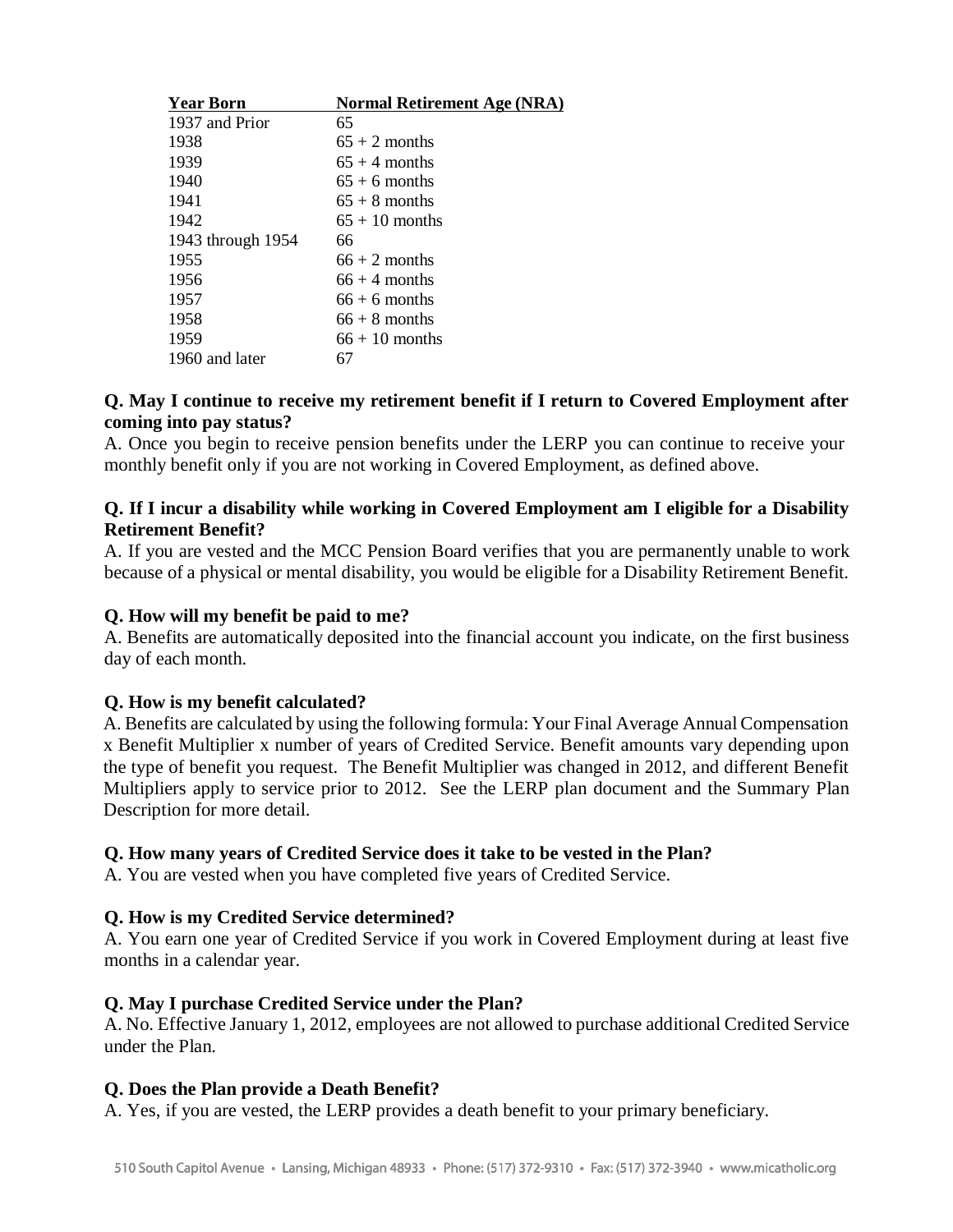| Year Born | Normal Retirement Age (NRA) |
| --- | --- |
| 1937 and Prior | 65 |
| 1938 | 65 + 2 months |
| 1939 | 65 + 4 months |
| 1940 | 65 + 6 months |
| 1941 | 65 + 8 months |
| 1942 | 65 + 10 months |
| 1943 through 1954 | 66 |
| 1955 | 66 + 2 months |
| 1956 | 66 + 4 months |
| 1957 | 66 + 6 months |
| 1958 | 66 + 8 months |
| 1959 | 66 + 10 months |
| 1960 and later | 67 |

**Q. May I continue to receive my retirement benefit if I return to Covered Employment after coming into pay status?**

A. Once you begin to receive pension benefits under the LERP you can continue to receive your monthly benefit only if you are not working in Covered Employment, as defined above.

**Q. If I incur a disability while working in Covered Employment am I eligible for a Disability Retirement Benefit?**

A. If you are vested and the MCC Pension Board verifies that you are permanently unable to work because of a physical or mental disability, you would be eligible for a Disability Retirement Benefit.

**Q. How will my benefit be paid to me?**

A. Benefits are automatically deposited into the financial account you indicate, on the first business day of each month.

**Q. How is my benefit calculated?**

A. Benefits are calculated by using the following formula: Your Final Average Annual Compensation x Benefit Multiplier x number of years of Credited Service. Benefit amounts vary depending upon the type of benefit you request. The Benefit Multiplier was changed in 2012, and different Benefit Multipliers apply to service prior to 2012. See the LERP plan document and the Summary Plan Description for more detail.

**Q. How many years of Credited Service does it take to be vested in the Plan?**

A. You are vested when you have completed five years of Credited Service.

**Q. How is my Credited Service determined?**

A. You earn one year of Credited Service if you work in Covered Employment during at least five months in a calendar year.

**Q. May I purchase Credited Service under the Plan?**

A. No. Effective January 1, 2012, employees are not allowed to purchase additional Credited Service under the Plan.

**Q. Does the Plan provide a Death Benefit?**

A. Yes, if you are vested, the LERP provides a death benefit to your primary beneficiary.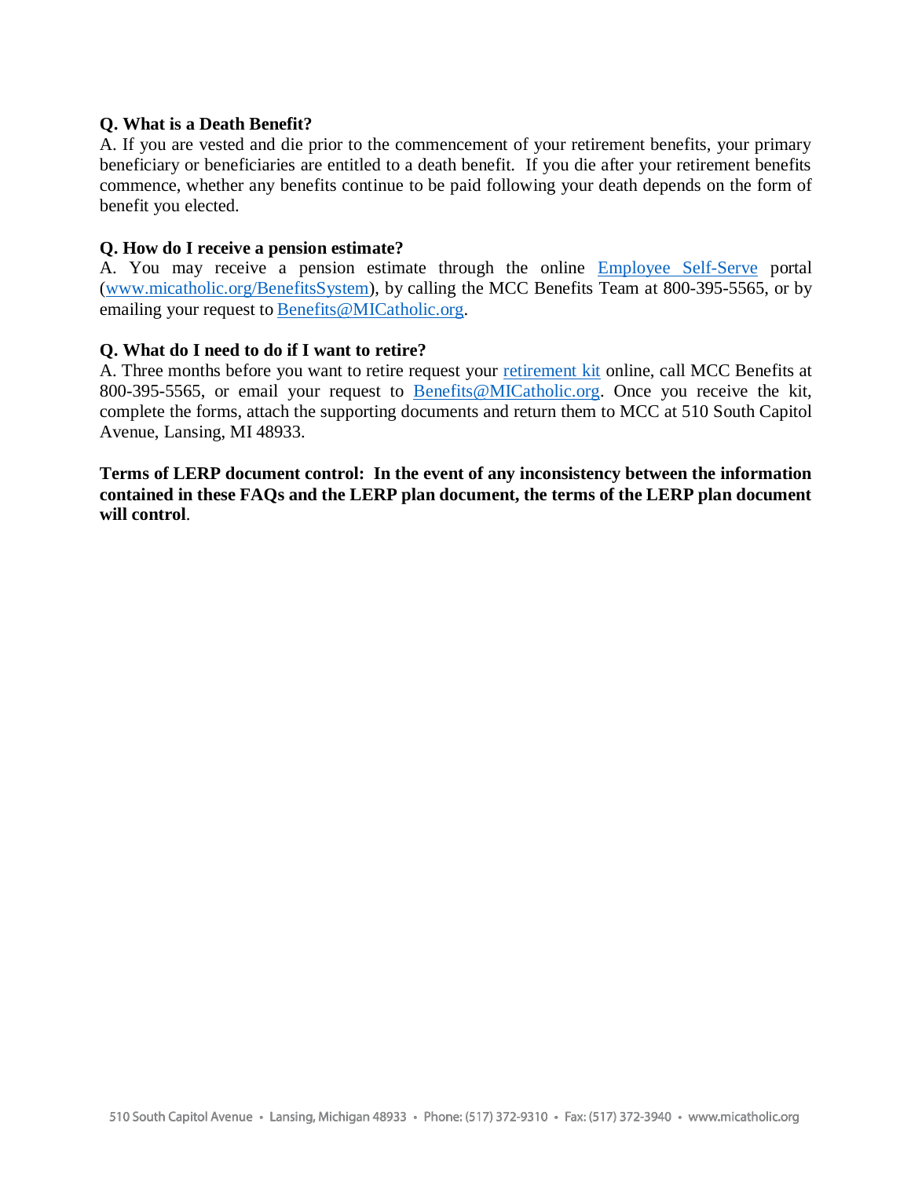**Q. What is a Death Benefit?**
A. If you are vested and die prior to the commencement of your retirement benefits, your primary beneficiary or beneficiaries are entitled to a death benefit. If you die after your retirement benefits commence, whether any benefits continue to be paid following your death depends on the form of benefit you elected.

**Q. How do I receive a pension estimate?**
A. You may receive a pension estimate through the online Employee Self-Serve portal (www.micatholic.org/BenefitsSystem), by calling the MCC Benefits Team at 800-395-5565, or by emailing your request to Benefits@MICatholic.org.

**Q. What do I need to do if I want to retire?**
A. Three months before you want to retire request your retirement kit online, call MCC Benefits at 800-395-5565, or email your request to Benefits@MICatholic.org. Once you receive the kit, complete the forms, attach the supporting documents and return them to MCC at 510 South Capitol Avenue, Lansing, MI 48933.

**Terms of LERP document control: In the event of any inconsistency between the information contained in these FAQs and the LERP plan document, the terms of the LERP plan document will control**.